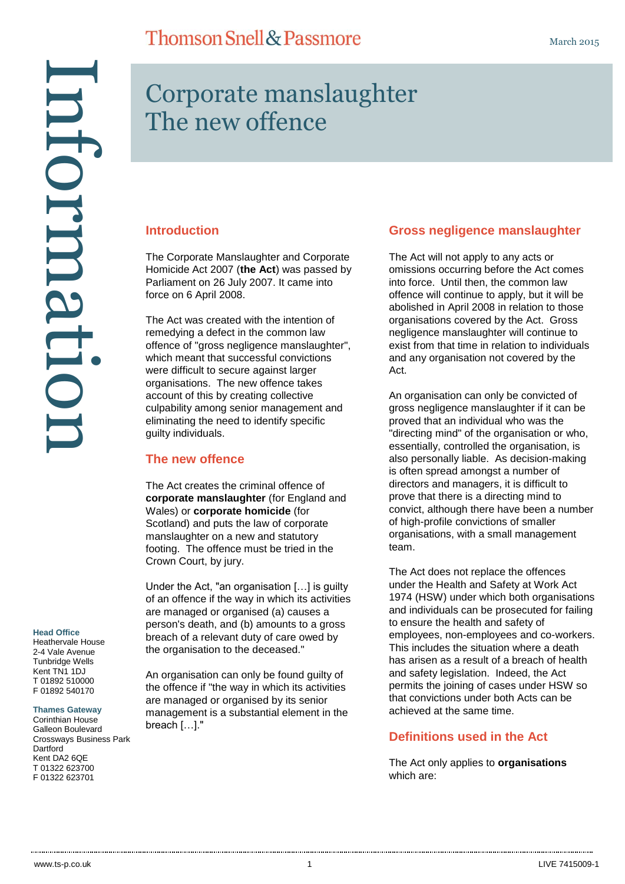# Corporate manslaughter The new offence

## Introduction

The Corporate Manslaughter and Corporate Homicide Act 2007 (**the Act**) was passed by Parliament on 26 July 2007. It came into force on 6 April 2008.

The Act was created with the intention of remedying a defect in the common law offence of "gross negligence manslaughter", which meant that successful convictions were difficult to secure against larger organisations. The new offence takes account of this by creating collective culpability among senior management and eliminating the need to identify specific guilty individuals.

## The new offence

The Act creates the criminal offence of **corporate manslaughter** (for England and Wales) or **corporate homicide** (for Scotland) and puts the law of corporate manslaughter on a new and statutory footing. The offence must be tried in the Crown Court, by jury.

Under the Act, "an organisation […] is guilty of an offence if the way in which its activities are managed or organised (a) causes a person's death, and (b) amounts to a gross breach of a relevant duty of care owed by the organisation to the deceased."

An organisation can only be found guilty of the offence if "the way in which its activities are managed or organised by its senior management is a substantial element in the breach […]."

## Gross negligence manslaughter

The Act will not apply to any acts or omissions occurring before the Act comes into force. Until then, the common law offence will continue to apply, but it will be abolished in April 2008 in relation to those organisations covered by the Act. Gross negligence manslaughter will continue to exist from that time in relation to individuals and any organisation not covered by the Act.

An organisation can only be convicted of gross negligence manslaughter if it can be proved that an individual who was the "directing mind" of the organisation or who, essentially, controlled the organisation, is also personally liable. As decision-making is often spread amongst a number of directors and managers, it is difficult to prove that there is a directing mind to convict, although there have been a number of high-profile convictions of smaller organisations, with a small management team.

The Act does not replace the offences under the Health and Safety at Work Act 1974 (HSW) under which both organisations and individuals can be prosecuted for failing to ensure the health and safety of employees, non-employees and co-workers. This includes the situation where a death has arisen as a result of a breach of health and safety legislation. Indeed, the Act permits the joining of cases under HSW so that convictions under both Acts can be achieved at the same time.

## Definitions used in the Act

The Act only applies to **organisations** which are:

**Head Office**
Heathervale House
2-4 Vale Avenue
Tunbridge Wells
Kent TN1 1DJ
T 01892 510000
F 01892 540170

**Thames Gateway**
Corinthian House
Galleon Boulevard
Crossways Business Park
Dartford
Kent DA2 6QE
T 01322 623700
F 01322 623701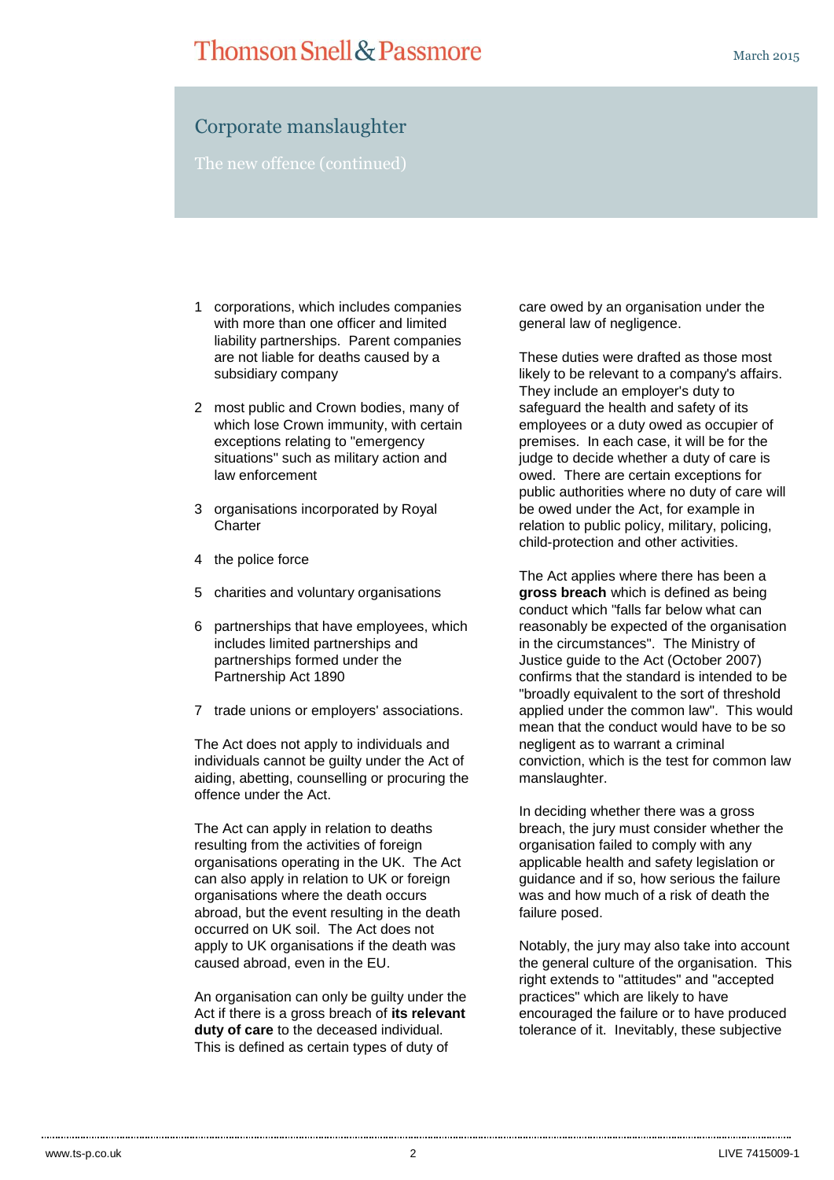# Corporate manslaughter

## The new offence (continued)

1. corporations, which includes companies with more than one officer and limited liability partnerships. Parent companies are not liable for deaths caused by a subsidiary company
2. most public and Crown bodies, many of which lose Crown immunity, with certain exceptions relating to "emergency situations" such as military action and law enforcement
3. organisations incorporated by Royal Charter
4. the police force
5. charities and voluntary organisations
6. partnerships that have employees, which includes limited partnerships and partnerships formed under the Partnership Act 1890
7. trade unions or employers' associations.

The Act does not apply to individuals and individuals cannot be guilty under the Act of aiding, abetting, counselling or procuring the offence under the Act.

The Act can apply in relation to deaths resulting from the activities of foreign organisations operating in the UK. The Act can also apply in relation to UK or foreign organisations where the death occurs abroad, but the event resulting in the death occurred on UK soil. The Act does not apply to UK organisations if the death was caused abroad, even in the EU.

An organisation can only be guilty under the Act if there is a gross breach of **its relevant duty of care** to the deceased individual. This is defined as certain types of duty of care owed by an organisation under the general law of negligence.

These duties were drafted as those most likely to be relevant to a company's affairs. They include an employer's duty to safeguard the health and safety of its employees or a duty owed as occupier of premises. In each case, it will be for the judge to decide whether a duty of care is owed. There are certain exceptions for public authorities where no duty of care will be owed under the Act, for example in relation to public policy, military, policing, child-protection and other activities.

The Act applies where there has been a **gross breach** which is defined as being conduct which "falls far below what can reasonably be expected of the organisation in the circumstances". The Ministry of Justice guide to the Act (October 2007) confirms that the standard is intended to be "broadly equivalent to the sort of threshold applied under the common law". This would mean that the conduct would have to be so negligent as to warrant a criminal conviction, which is the test for common law manslaughter.

In deciding whether there was a gross breach, the jury must consider whether the organisation failed to comply with any applicable health and safety legislation or guidance and if so, how serious the failure was and how much of a risk of death the failure posed.

Notably, the jury may also take into account the general culture of the organisation. This right extends to "attitudes" and "accepted practices" which are likely to have encouraged the failure or to have produced tolerance of it. Inevitably, these subjective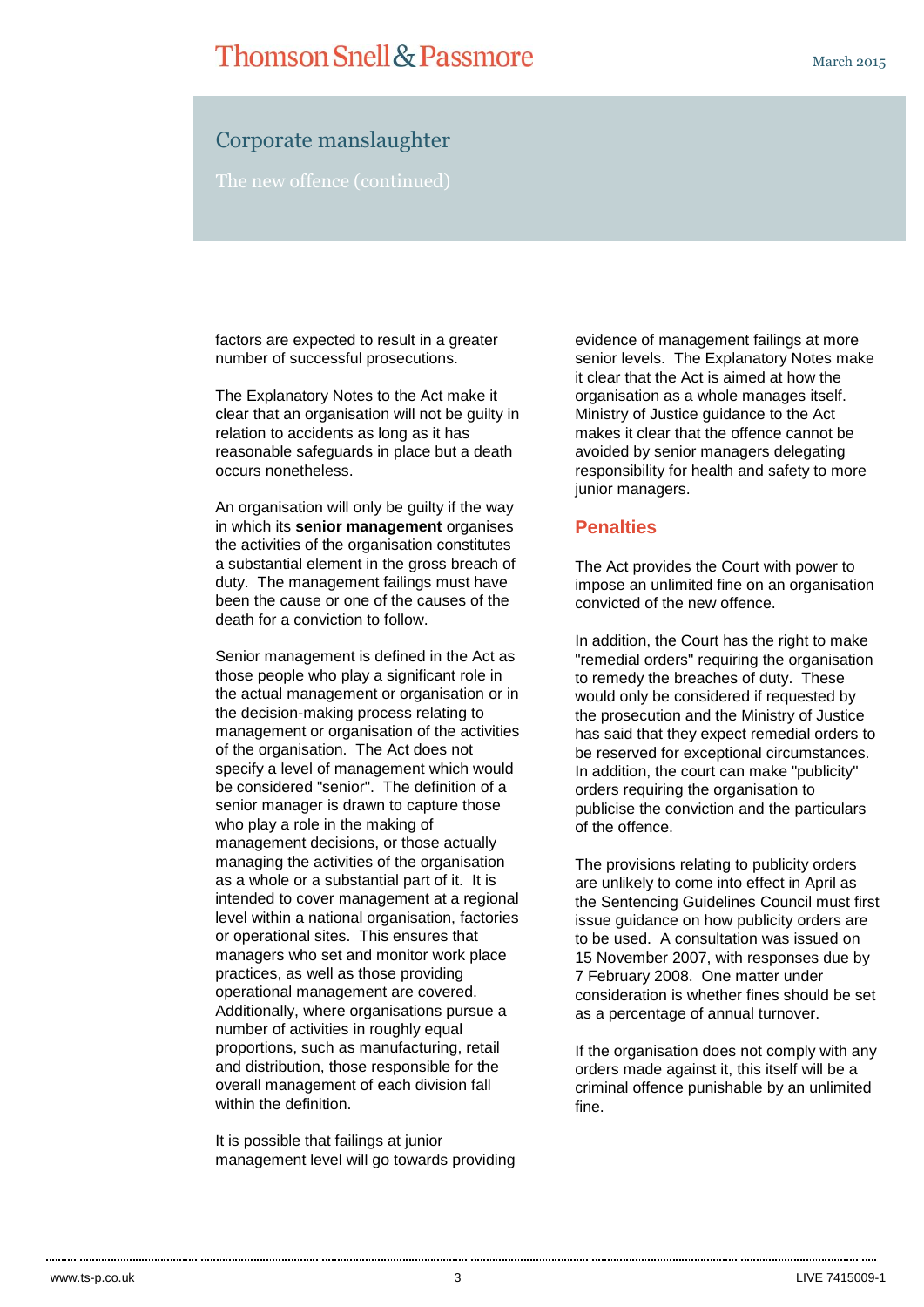## Corporate manslaughter

### The new offence (continued)

factors are expected to result in a greater number of successful prosecutions.

The Explanatory Notes to the Act make it clear that an organisation will not be guilty in relation to accidents as long as it has reasonable safeguards in place but a death occurs nonetheless.

An organisation will only be guilty if the way in which its **senior management** organises the activities of the organisation constitutes a substantial element in the gross breach of duty. The management failings must have been the cause or one of the causes of the death for a conviction to follow.

Senior management is defined in the Act as those people who play a significant role in the actual management or organisation or in the decision-making process relating to management or organisation of the activities of the organisation. The Act does not specify a level of management which would be considered "senior". The definition of a senior manager is drawn to capture those who play a role in the making of management decisions, or those actually managing the activities of the organisation as a whole or a substantial part of it. It is intended to cover management at a regional level within a national organisation, factories or operational sites. This ensures that managers who set and monitor work place practices, as well as those providing operational management are covered. Additionally, where organisations pursue a number of activities in roughly equal proportions, such as manufacturing, retail and distribution, those responsible for the overall management of each division fall within the definition.

It is possible that failings at junior management level will go towards providing evidence of management failings at more senior levels. The Explanatory Notes make it clear that the Act is aimed at how the organisation as a whole manages itself. Ministry of Justice guidance to the Act makes it clear that the offence cannot be avoided by senior managers delegating responsibility for health and safety to more junior managers.

### Penalties

The Act provides the Court with power to impose an unlimited fine on an organisation convicted of the new offence.

In addition, the Court has the right to make "remedial orders" requiring the organisation to remedy the breaches of duty. These would only be considered if requested by the prosecution and the Ministry of Justice has said that they expect remedial orders to be reserved for exceptional circumstances. In addition, the court can make "publicity" orders requiring the organisation to publicise the conviction and the particulars of the offence.

The provisions relating to publicity orders are unlikely to come into effect in April as the Sentencing Guidelines Council must first issue guidance on how publicity orders are to be used. A consultation was issued on 15 November 2007, with responses due by 7 February 2008. One matter under consideration is whether fines should be set as a percentage of annual turnover.

If the organisation does not comply with any orders made against it, this itself will be a criminal offence punishable by an unlimited fine.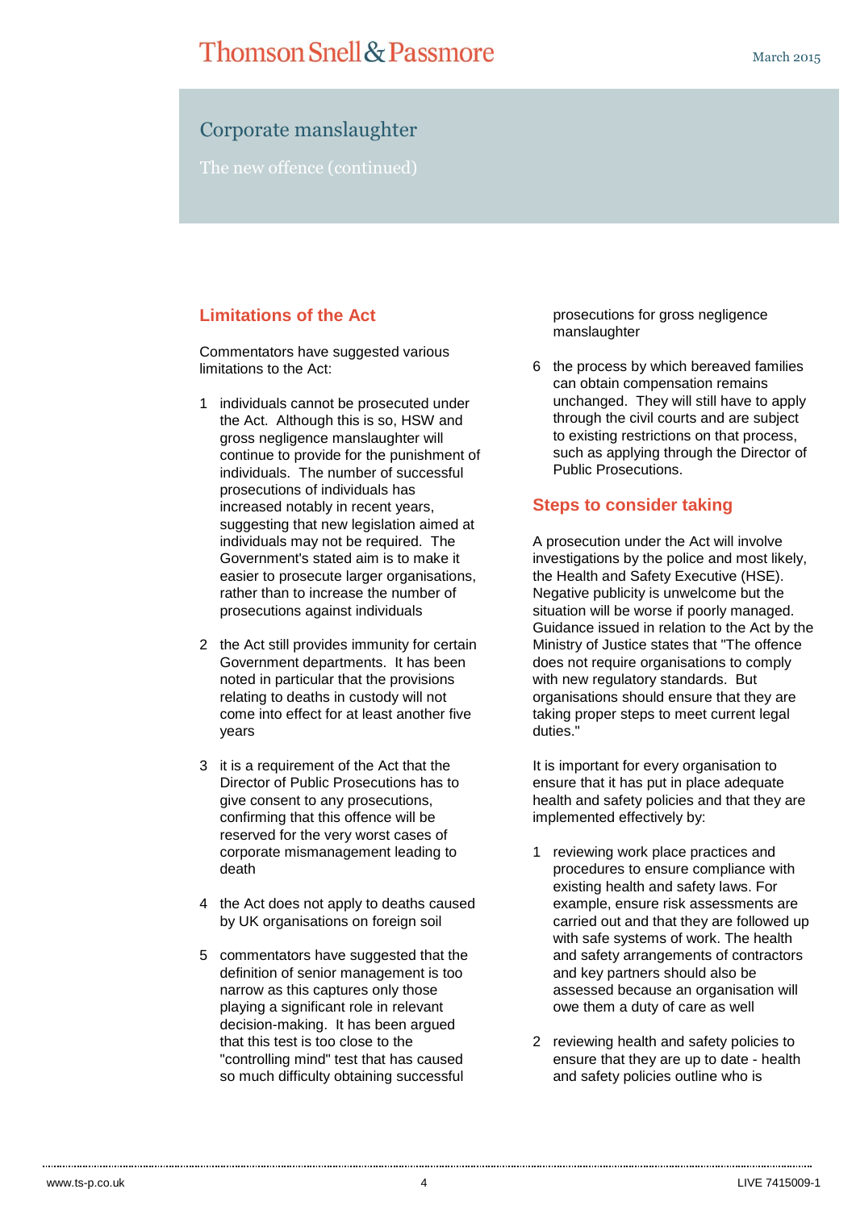# Corporate manslaughter

The new offence (continued)

## Limitations of the Act

Commentators have suggested various limitations to the Act:

1. individuals cannot be prosecuted under the Act. Although this is so, HSW and gross negligence manslaughter will continue to provide for the punishment of individuals. The number of successful prosecutions of individuals has increased notably in recent years, suggesting that new legislation aimed at individuals may not be required. The Government's stated aim is to make it easier to prosecute larger organisations, rather than to increase the number of prosecutions against individuals

2. the Act still provides immunity for certain Government departments. It has been noted in particular that the provisions relating to deaths in custody will not come into effect for at least another five years

3. it is a requirement of the Act that the Director of Public Prosecutions has to give consent to any prosecutions, confirming that this offence will be reserved for the very worst cases of corporate mismanagement leading to death

4. the Act does not apply to deaths caused by UK organisations on foreign soil

5. commentators have suggested that the definition of senior management is too narrow as this captures only those playing a significant role in relevant decision-making. It has been argued that this test is too close to the "controlling mind" test that has caused so much difficulty obtaining successful prosecutions for gross negligence manslaughter

6. the process by which bereaved families can obtain compensation remains unchanged. They will still have to apply through the civil courts and are subject to existing restrictions on that process, such as applying through the Director of Public Prosecutions.

## Steps to consider taking

A prosecution under the Act will involve investigations by the police and most likely, the Health and Safety Executive (HSE). Negative publicity is unwelcome but the situation will be worse if poorly managed. Guidance issued in relation to the Act by the Ministry of Justice states that "The offence does not require organisations to comply with new regulatory standards. But organisations should ensure that they are taking proper steps to meet current legal duties."

It is important for every organisation to ensure that it has put in place adequate health and safety policies and that they are implemented effectively by:

1. reviewing work place practices and procedures to ensure compliance with existing health and safety laws. For example, ensure risk assessments are carried out and that they are followed up with safe systems of work. The health and safety arrangements of contractors and key partners should also be assessed because an organisation will owe them a duty of care as well

2. reviewing health and safety policies to ensure that they are up to date - health and safety policies outline who is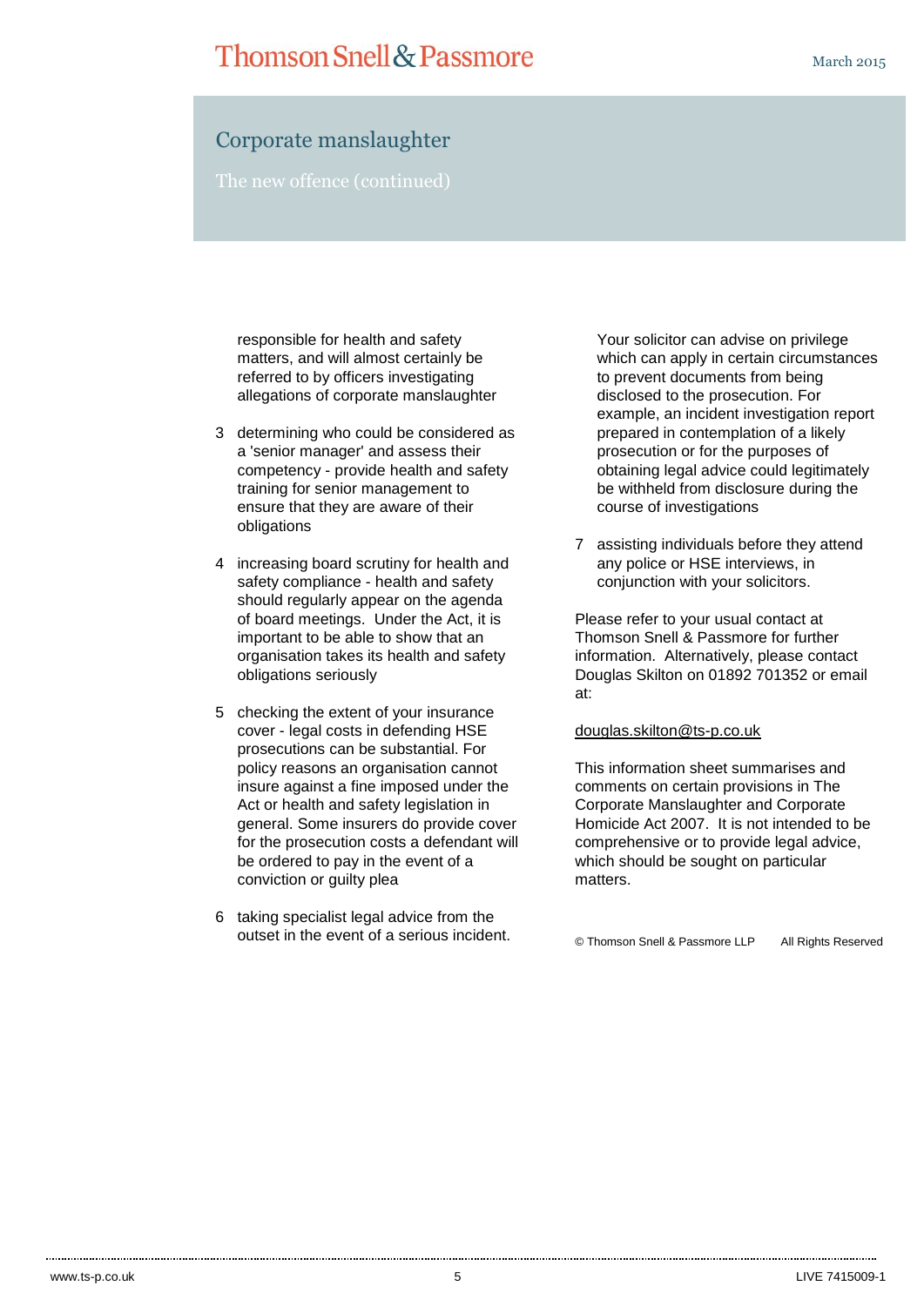## Corporate manslaughter

### The new offence (continued)

responsible for health and safety matters, and will almost certainly be referred to by officers investigating allegations of corporate manslaughter

3. determining who could be considered as a 'senior manager' and assess their competency - provide health and safety training for senior management to ensure that they are aware of their obligations

4. increasing board scrutiny for health and safety compliance - health and safety should regularly appear on the agenda of board meetings. Under the Act, it is important to be able to show that an organisation takes its health and safety obligations seriously

5. checking the extent of your insurance cover - legal costs in defending HSE prosecutions can be substantial. For policy reasons an organisation cannot insure against a fine imposed under the Act or health and safety legislation in general. Some insurers do provide cover for the prosecution costs a defendant will be ordered to pay in the event of a conviction or guilty plea

6. taking specialist legal advice from the outset in the event of a serious incident. Your solicitor can advise on privilege which can apply in certain circumstances to prevent documents from being disclosed to the prosecution. For example, an incident investigation report prepared in contemplation of a likely prosecution or for the purposes of obtaining legal advice could legitimately be withheld from disclosure during the course of investigations

7. assisting individuals before they attend any police or HSE interviews, in conjunction with your solicitors.

Please refer to your usual contact at Thomson Snell & Passmore for further information. Alternatively, please contact Douglas Skilton on 01892 701352 or email at:

douglas.skilton@ts-p.co.uk

This information sheet summarises and comments on certain provisions in The Corporate Manslaughter and Corporate Homicide Act 2007. It is not intended to be comprehensive or to provide legal advice, which should be sought on particular matters.

© Thomson Snell & Passmore LLP All Rights Reserved